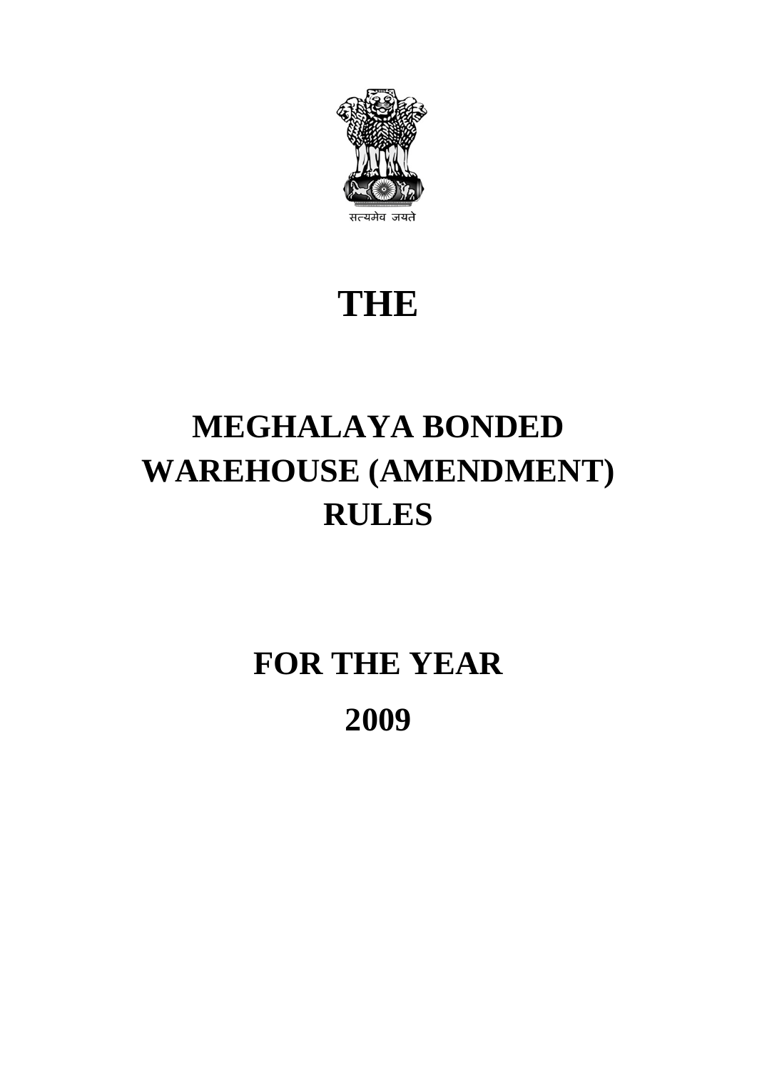सत्यमेव जयते

# THE

# MEGHALAYA BONDED WAREHOUSE (AMENDMENT) RULES

# FOR THE YEAR

# 2009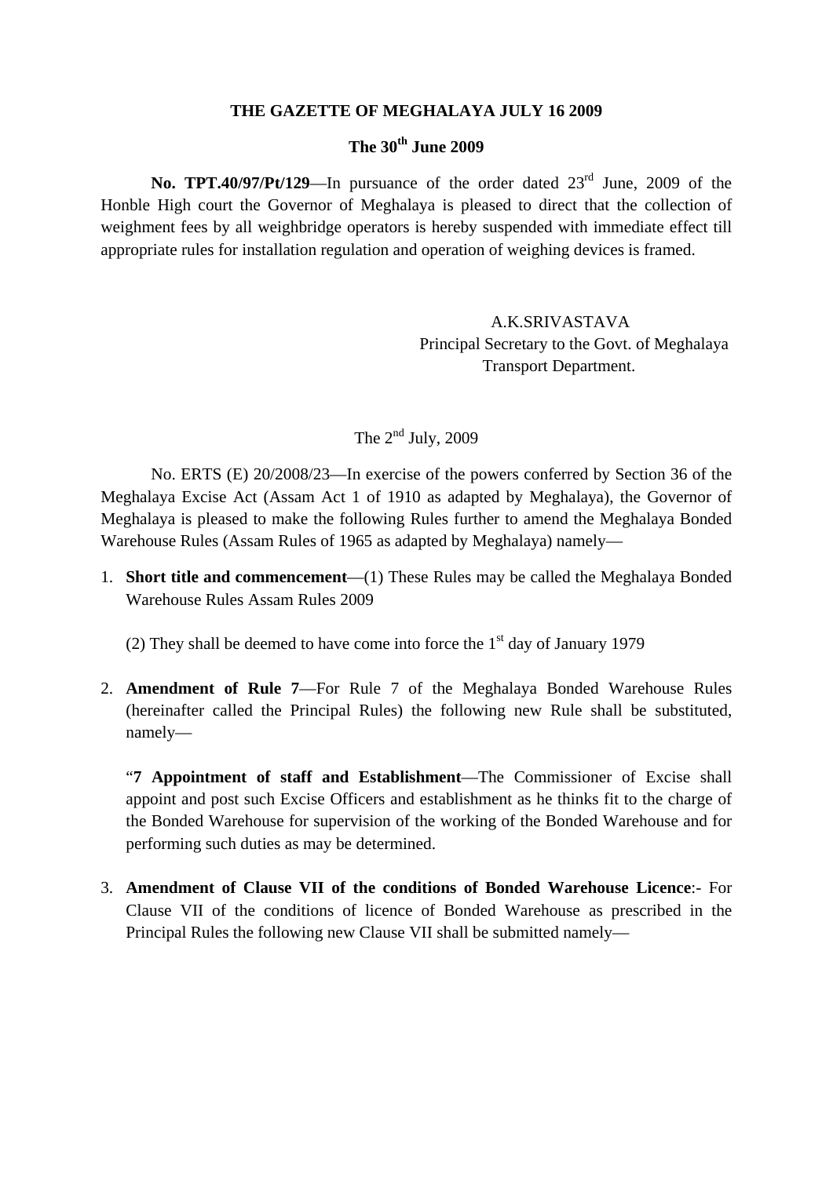**THE GAZETTE OF MEGHALAYA JULY 16 2009**

**The 30th June 2009**

**No. TPT.40/97/Pt/129**—In pursuance of the order dated 23rd June, 2009 of the Honble High court the Governor of Meghalaya is pleased to direct that the collection of weighment fees by all weighbridge operators is hereby suspended with immediate effect till appropriate rules for installation regulation and operation of weighing devices is framed.

A.K.SRIVASTAVA
Principal Secretary to the Govt. of Meghalaya
Transport Department.

The 2nd July, 2009

No. ERTS (E) 20/2008/23—In exercise of the powers conferred by Section 36 of the Meghalaya Excise Act (Assam Act 1 of 1910 as adapted by Meghalaya), the Governor of Meghalaya is pleased to make the following Rules further to amend the Meghalaya Bonded Warehouse Rules (Assam Rules of 1965 as adapted by Meghalaya) namely—

1. **Short title and commencement**—(1) These Rules may be called the Meghalaya Bonded Warehouse Rules Assam Rules 2009

   (2) They shall be deemed to have come into force the 1st day of January 1979

2. **Amendment of Rule 7**—For Rule 7 of the Meghalaya Bonded Warehouse Rules (hereinafter called the Principal Rules) the following new Rule shall be substituted, namely—

   "**7 Appointment of staff and Establishment**—The Commissioner of Excise shall appoint and post such Excise Officers and establishment as he thinks fit to the charge of the Bonded Warehouse for supervision of the working of the Bonded Warehouse and for performing such duties as may be determined.

3. **Amendment of Clause VII of the conditions of Bonded Warehouse Licence**:- For Clause VII of the conditions of licence of Bonded Warehouse as prescribed in the Principal Rules the following new Clause VII shall be submitted namely—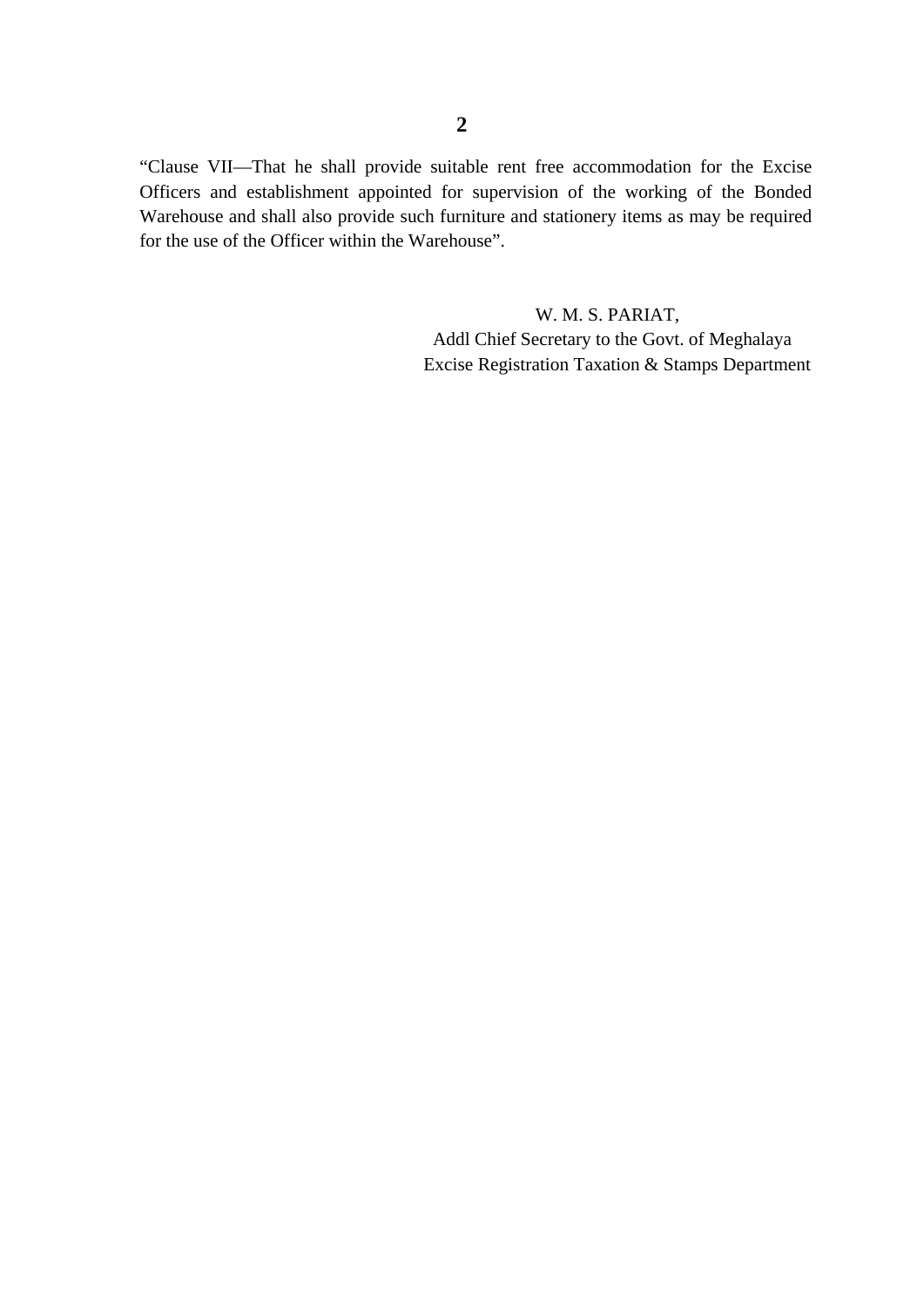"Clause VII—That he shall provide suitable rent free accommodation for the Excise Officers and establishment appointed for supervision of the working of the Bonded Warehouse and shall also provide such furniture and stationery items as may be required for the use of the Officer within the Warehouse".

W. M. S. PARIAT,
Addl Chief Secretary to the Govt. of Meghalaya
Excise Registration Taxation & Stamps Department